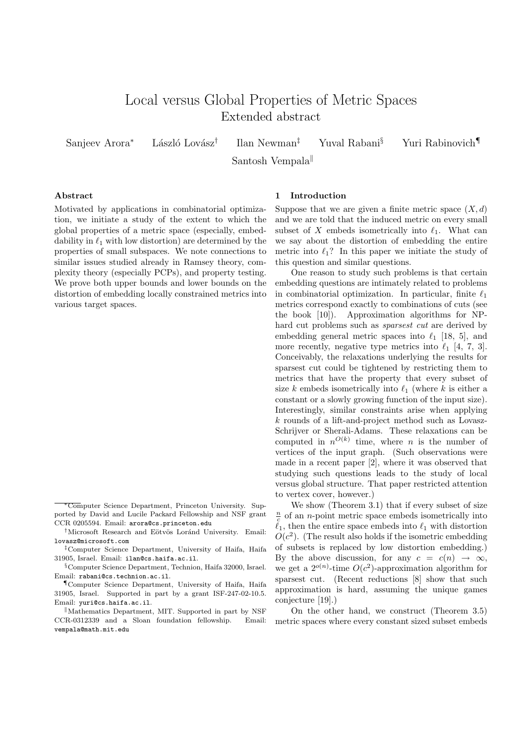# Local versus Global Properties of Metric Spaces

## Extended abstract

Sanjeev Arora[*] László Lovász[†] Ilan Newman[‡] Yuval Rabani[§] Yuri Rabinovich[¶] Santosh Vempala[‖]

### Abstract

Motivated by applications in combinatorial optimization, we initiate a study of the extent to which the global properties of a metric space (especially, embeddability in $\ell_1$ with low distortion) are determined by the properties of small subspaces. We note connections to similar issues studied already in Ramsey theory, complexity theory (especially PCPs), and property testing. We prove both upper bounds and lower bounds on the distortion of embedding locally constrained metrics into various target spaces.

## 1 Introduction

Suppose that we are given a finite metric space $(X, d)$ and we are told that the induced metric on every small subset of $X$ embeds isometrically into $\ell_1$. What can we say about the distortion of embedding the entire metric into $\ell_1$? In this paper we initiate the study of this question and similar questions.

One reason to study such problems is that certain embedding questions are intimately related to problems in combinatorial optimization. In particular, finite $\ell_1$ metrics correspond exactly to combinations of cuts (see the book [10]). Approximation algorithms for NP-hard cut problems such as *sparsest cut* are derived by embedding general metric spaces into $\ell_1$ [18, 5], and more recently, negative type metrics into $\ell_1$ [4, 7, 3]. Conceivably, the relaxations underlying the results for sparsest cut could be tightened by restricting them to metrics that have the property that every subset of size $k$ embeds isometrically into $\ell_1$ (where $k$ is either a constant or a slowly growing function of the input size). Interestingly, similar constraints arise when applying $k$ rounds of a lift-and-project method such as Lovasz-Schrijver or Sherali-Adams. These relaxations can be computed in $n^{O(k)}$ time, where $n$ is the number of vertices of the input graph. (Such observations were made in a recent paper [2], where it was observed that studying such questions leads to the study of local versus global structure. That paper restricted attention to vertex cover, however.)

We show (Theorem 3.1) that if every subset of size $\frac{n}{c}$ of an $n$-point metric space embeds isometrically into $\ell_1$, then the entire space embeds into $\ell_1$ with distortion $O(c^2)$. (The result also holds if the isometric embedding of subsets is replaced by low distortion embedding.) By the above discussion, for any $c = c(n) \to \infty$, we get a $2^{o(n)}$-time $O(c^2)$-approximation algorithm for sparsest cut. (Recent reductions [8] show that such approximation is hard, assuming the unique games conjecture [19].)

On the other hand, we construct (Theorem 3.5) metric spaces where every constant sized subset embeds

---

[*] Computer Science Department, Princeton University. Supported by David and Lucile Packard Fellowship and NSF grant CCR 0205594. Email: arora@cs.princeton.edu

[†] Microsoft Research and Eötvös Loránd University. Email: lovasz@microsoft.com

[‡] Computer Science Department, University of Haifa, Haifa 31905, Israel. Email: ilan@cs.haifa.ac.il.

[§] Computer Science Department, Technion, Haifa 32000, Israel. Email: rabani@cs.technion.ac.il.

[¶] Computer Science Department, University of Haifa, Haifa 31905, Israel. Supported in part by a grant ISF-247-02-10.5. Email: yuri@cs.haifa.ac.il.

[‖] Mathematics Department, MIT. Supported in part by NSF CCR-0312339 and a Sloan foundation fellowship. Email: vempala@math.mit.edu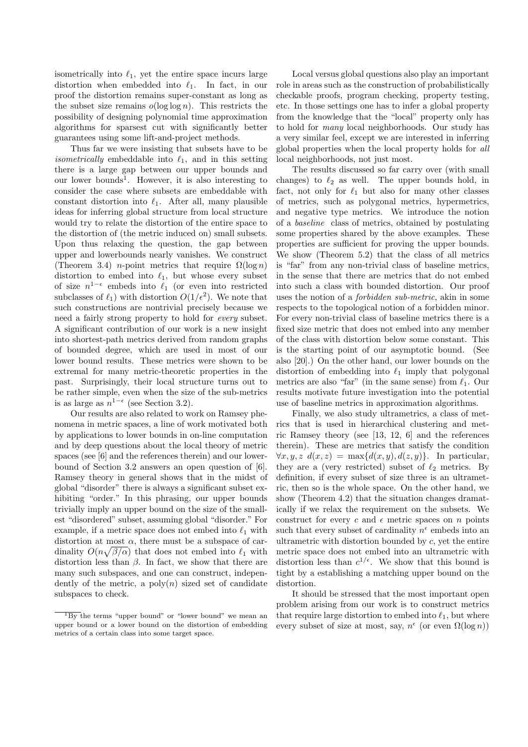isometrically into $\ell_1$, yet the entire space incurs large distortion when embedded into $\ell_1$. In fact, in our proof the distortion remains super-constant as long as the subset size remains $o(\log \log n)$. This restricts the possibility of designing polynomial time approximation algorithms for sparsest cut with significantly better guarantees using some lift-and-project methods.

Thus far we were insisting that subsets have to be *isometrically* embeddable into $\ell_1$, and in this setting there is a large gap between our upper bounds and our lower bounds[1]. However, it is also interesting to consider the case where subsets are embeddable with constant distortion into $\ell_1$. After all, many plausible ideas for inferring global structure from local structure would try to relate the distortion of the entire space to the distortion of (the metric induced on) small subsets. Upon thus relaxing the question, the gap between upper and lowerbounds nearly vanishes. We construct (Theorem 3.4) $n$-point metrics that require $\Omega(\log n)$ distortion to embed into $\ell_1$, but whose every subset of size $n^{1-\epsilon}$ embeds into $\ell_1$ (or even into restricted subclasses of $\ell_1$) with distortion $O(1/\epsilon^2)$. We note that such constructions are nontrivial precisely because we need a fairly strong property to hold for *every* subset. A significant contribution of our work is a new insight into shortest-path metrics derived from random graphs of bounded degree, which are used in most of our lower bound results. These metrics were shown to be extremal for many metric-theoretic properties in the past. Surprisingly, their local structure turns out to be rather simple, even when the size of the sub-metrics is as large as $n^{1-\epsilon}$ (see Section 3.2).

Our results are also related to work on Ramsey phenomena in metric spaces, a line of work motivated both by applications to lower bounds in on-line computation and by deep questions about the local theory of metric spaces (see [6] and the references therein) and our lower-bound of Section 3.2 answers an open question of [6]. Ramsey theory in general shows that in the midst of global "disorder" there is always a significant subset exhibiting "order." In this phrasing, our upper bounds trivially imply an upper bound on the size of the smallest "disordered" subset, assuming global "disorder." For example, if a metric space does not embed into $\ell_1$ with distortion at most $\alpha$, there must be a subspace of cardinality $O(n\sqrt{\beta/\alpha})$ that does not embed into $\ell_1$ with distortion less than $\beta$. In fact, we show that there are many such subspaces, and one can construct, independently of the metric, a poly$(n)$ sized set of candidate subspaces to check.

Local versus global questions also play an important role in areas such as the construction of probabilistically checkable proofs, program checking, property testing, etc. In those settings one has to infer a global property from the knowledge that the "local" property only has to hold for *many* local neighborhoods. Our study has a very similar feel, except we are interested in inferring global properties when the local property holds for *all* local neighborhoods, not just most.

The results discussed so far carry over (with small changes) to $\ell_2$ as well. The upper bounds hold, in fact, not only for $\ell_1$ but also for many other classes of metrics, such as polygonal metrics, hypermetrics, and negative type metrics. We introduce the notion of a *baseline* class of metrics, obtained by postulating some properties shared by the above examples. These properties are sufficient for proving the upper bounds. We show (Theorem 5.2) that the class of all metrics is "far" from any non-trivial class of baseline metrics, in the sense that there are metrics that do not embed into such a class with bounded distortion. Our proof uses the notion of a *forbidden sub-metric*, akin in some respects to the topological notion of a forbidden minor. For every non-trivial class of baseline metrics there is a fixed size metric that does not embed into any member of the class with distortion below some constant. This is the starting point of our asymptotic bound. (See also [20].) On the other hand, our lower bounds on the distortion of embedding into $\ell_1$ imply that polygonal metrics are also "far" (in the same sense) from $\ell_1$. Our results motivate future investigation into the potential use of baseline metrics in approximation algorithms.

Finally, we also study ultrametrics, a class of metrics that is used in hierarchical clustering and metric Ramsey theory (see [13, 12, 6] and the references therein). These are metrics that satisfy the condition $\forall x, y, z\ d(x, z) = \max\{d(x, y), d(z, y)\}$. In particular, they are a (very restricted) subset of $\ell_2$ metrics. By definition, if every subset of size three is an ultrametric, then so is the whole space. On the other hand, we show (Theorem 4.2) that the situation changes dramatically if we relax the requirement on the subsets. We construct for every $c$ and $\epsilon$ metric spaces on $n$ points such that every subset of cardinality $n^\epsilon$ embeds into an ultrametric with distortion bounded by $c$, yet the entire metric space does not embed into an ultrametric with distortion less than $c^{1/\epsilon}$. We show that this bound is tight by a establishing a matching upper bound on the distortion.

It should be stressed that the most important open problem arising from our work is to construct metrics that require large distortion to embed into $\ell_1$, but where every subset of size at most, say, $n^\epsilon$ (or even $\Omega(\log n)$)

[1] By the terms "upper bound" or "lower bound" we mean an upper bound or a lower bound on the distortion of embedding metrics of a certain class into some target space.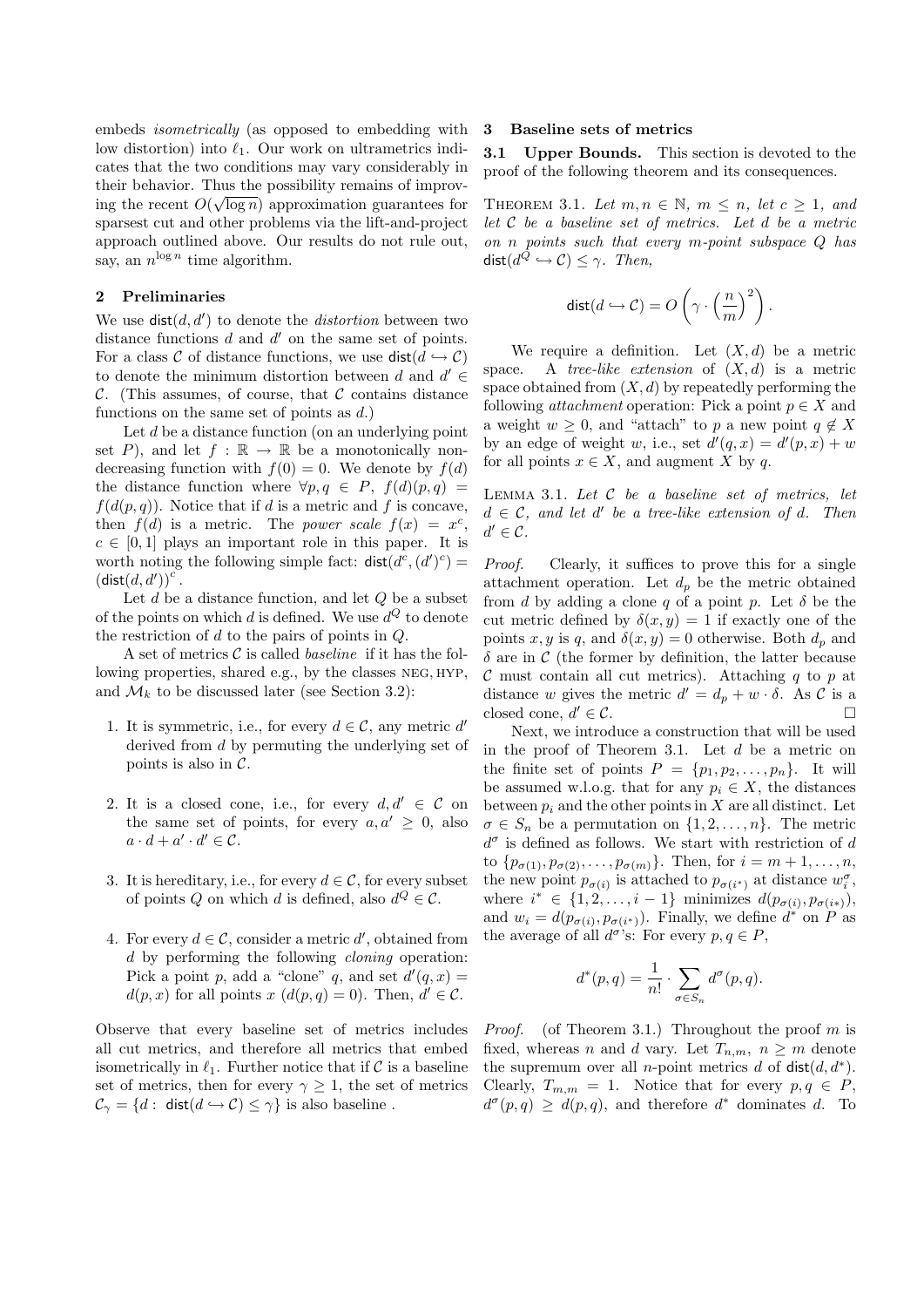embeds *isometrically* (as opposed to embedding with low distortion) into $\ell_1$. Our work on ultrametrics indicates that the two conditions may vary considerably in their behavior. Thus the possibility remains of improving the recent $O(\sqrt{\log n})$ approximation guarantees for sparsest cut and other problems via the lift-and-project approach outlined above. Our results do not rule out, say, an $n^{\log n}$ time algorithm.

## 2 Preliminaries

We use $\mathsf{dist}(d, d')$ to denote the *distortion* between two distance functions $d$ and $d'$ on the same set of points. For a class $\mathcal{C}$ of distance functions, we use $\mathsf{dist}(d \hookrightarrow \mathcal{C})$ to denote the minimum distortion between $d$ and $d' \in \mathcal{C}$. (This assumes, of course, that $\mathcal{C}$ contains distance functions on the same set of points as $d$.)

Let $d$ be a distance function (on an underlying point set $P$), and let $f : \mathbb{R} \to \mathbb{R}$ be a monotonically non-decreasing function with $f(0) = 0$. We denote by $f(d)$ the distance function where $\forall p, q \in P$, $f(d)(p, q) = f(d(p, q))$. Notice that if $d$ is a metric and $f$ is concave, then $f(d)$ is a metric. The *power scale* $f(x) = x^c$, $c \in [0, 1]$ plays an important role in this paper. It is worth noting the following simple fact: $\mathsf{dist}(d^c, (d')^c) = (\mathsf{dist}(d, d'))^c$.

Let $d$ be a distance function, and let $Q$ be a subset of the points on which $d$ is defined. We use $d^Q$ to denote the restriction of $d$ to the pairs of points in $Q$.

A set of metrics $\mathcal{C}$ is called *baseline* if it has the following properties, shared e.g., by the classes NEG, HYP, and $\mathcal{M}_k$ to be discussed later (see Section 3.2):

1. It is symmetric, i.e., for every $d \in \mathcal{C}$, any metric $d'$ derived from $d$ by permuting the underlying set of points is also in $\mathcal{C}$.
2. It is a closed cone, i.e., for every $d, d' \in \mathcal{C}$ on the same set of points, for every $a, a' \geq 0$, also $a \cdot d + a' \cdot d' \in \mathcal{C}$.
3. It is hereditary, i.e., for every $d \in \mathcal{C}$, for every subset of points $Q$ on which $d$ is defined, also $d^Q \in \mathcal{C}$.
4. For every $d \in \mathcal{C}$, consider a metric $d'$, obtained from $d$ by performing the following *cloning* operation: Pick a point $p$, add a "clone" $q$, and set $d'(q, x) = d(p, x)$ for all points $x$ ($d(p, q) = 0$). Then, $d' \in \mathcal{C}$.

Observe that every baseline set of metrics includes all cut metrics, and therefore all metrics that embed isometrically in $\ell_1$. Further notice that if $\mathcal{C}$ is a baseline set of metrics, then for every $\gamma \geq 1$, the set of metrics $\mathcal{C}_\gamma = \{d : \mathsf{dist}(d \hookrightarrow \mathcal{C}) \leq \gamma\}$ is also baseline .

## 3 Baseline sets of metrics

### 3.1 Upper Bounds.

This section is devoted to the proof of the following theorem and its consequences.

**Theorem 3.1.** *Let $m, n \in \mathbb{N}$, $m \leq n$, let $c \geq 1$, and let $\mathcal{C}$ be a baseline set of metrics. Let $d$ be a metric on $n$ points such that every $m$-point subspace $Q$ has $\mathsf{dist}(d^Q \hookrightarrow \mathcal{C}) \leq \gamma$. Then,*

$$\mathsf{dist}(d \hookrightarrow \mathcal{C}) = O\left(\gamma \cdot \left(\frac{n}{m}\right)^2\right).$$

We require a definition. Let $(X, d)$ be a metric space. A *tree-like extension* of $(X, d)$ is a metric space obtained from $(X, d)$ by repeatedly performing the following *attachment* operation: Pick a point $p \in X$ and a weight $w \geq 0$, and "attach" to $p$ a new point $q \notin X$ by an edge of weight $w$, i.e., set $d'(q, x) = d'(p, x) + w$ for all points $x \in X$, and augment $X$ by $q$.

**Lemma 3.1.** *Let $\mathcal{C}$ be a baseline set of metrics, let $d \in \mathcal{C}$, and let $d'$ be a tree-like extension of $d$. Then $d' \in \mathcal{C}$.*

*Proof.* Clearly, it suffices to prove this for a single attachment operation. Let $d_p$ be the metric obtained from $d$ by adding a clone $q$ of a point $p$. Let $\delta$ be the cut metric defined by $\delta(x, y) = 1$ if exactly one of the points $x, y$ is $q$, and $\delta(x, y) = 0$ otherwise. Both $d_p$ and $\delta$ are in $\mathcal{C}$ (the former by definition, the latter because $\mathcal{C}$ must contain all cut metrics). Attaching $q$ to $p$ at distance $w$ gives the metric $d' = d_p + w \cdot \delta$. As $\mathcal{C}$ is a closed cone, $d' \in \mathcal{C}$. □

Next, we introduce a construction that will be used in the proof of Theorem 3.1. Let $d$ be a metric on the finite set of points $P = \{p_1, p_2, \ldots, p_n\}$. It will be assumed w.l.o.g. that for any $p_i \in X$, the distances between $p_i$ and the other points in $X$ are all distinct. Let $\sigma \in S_n$ be a permutation on $\{1, 2, \ldots, n\}$. The metric $d^\sigma$ is defined as follows. We start with restriction of $d$ to $\{p_{\sigma(1)}, p_{\sigma(2)}, \ldots, p_{\sigma(m)}\}$. Then, for $i = m+1, \ldots, n$, the new point $p_{\sigma(i)}$ is attached to $p_{\sigma(i^*)}$ at distance $w_i^\sigma$, where $i^* \in \{1, 2, \ldots, i-1\}$ minimizes $d(p_{\sigma(i)}, p_{\sigma(i*)})$, and $w_i = d(p_{\sigma(i)}, p_{\sigma(i^*)})$. Finally, we define $d^*$ on $P$ as the average of all $d^\sigma$'s: For every $p, q \in P$,

$$d^*(p, q) = \frac{1}{n!} \cdot \sum_{\sigma \in S_n} d^\sigma(p, q).$$

*Proof.* (of Theorem 3.1.) Throughout the proof $m$ is fixed, whereas $n$ and $d$ vary. Let $T_{n,m}$, $n \geq m$ denote the supremum over all $n$-point metrics $d$ of $\mathsf{dist}(d, d^*)$. Clearly, $T_{m,m} = 1$. Notice that for every $p, q \in P$, $d^\sigma(p, q) \geq d(p, q)$, and therefore $d^*$ dominates $d$. To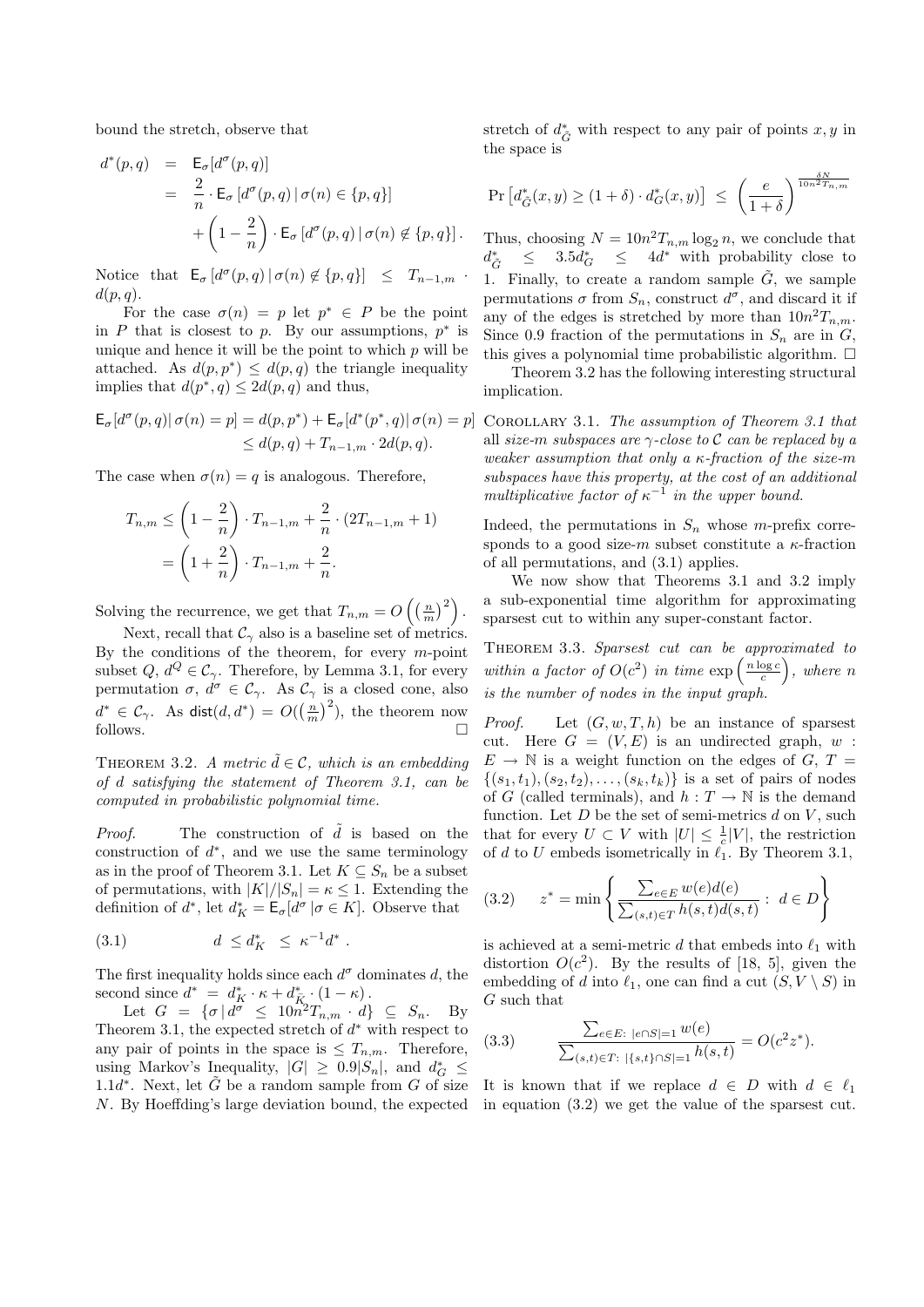bound the stretch, observe that

$$
\begin{aligned}
d^*(p,q) &= \mathsf{E}_\sigma[d^\sigma(p,q)] \\
&= \frac{2}{n}\cdot \mathsf{E}_\sigma\left[d^\sigma(p,q)\,|\,\sigma(n)\in\{p,q\}\right] \\
&\quad + \left(1-\frac{2}{n}\right)\cdot \mathsf{E}_\sigma\left[d^\sigma(p,q)\,|\,\sigma(n)\notin\{p,q\}\right].
\end{aligned}
$$

Notice that $\mathsf{E}_\sigma\left[d^\sigma(p,q)\,|\,\sigma(n)\notin\{p,q\}\right] \le T_{n-1,m}\cdot d(p,q)$.

For the case $\sigma(n)=p$ let $p^*\in P$ be the point in $P$ that is closest to $p$. By our assumptions, $p^*$ is unique and hence it will be the point to which $p$ will be attached. As $d(p,p^*)\le d(p,q)$ the triangle inequality implies that $d(p^*,q)\le 2d(p,q)$ and thus,

$$
\begin{aligned}
\mathsf{E}_\sigma[d^\sigma(p,q)|\,\sigma(n)=p] &= d(p,p^*)+\mathsf{E}_\sigma[d^*(p^*,q)|\,\sigma(n)=p] \\
&\le d(p,q)+T_{n-1,m}\cdot 2d(p,q).
\end{aligned}
$$

The case when $\sigma(n)=q$ is analogous. Therefore,

$$
\begin{aligned}
T_{n,m} &\le \left(1-\frac{2}{n}\right)\cdot T_{n-1,m}+\frac{2}{n}\cdot(2T_{n-1,m}+1) \\
&= \left(1+\frac{2}{n}\right)\cdot T_{n-1,m}+\frac{2}{n}.
\end{aligned}
$$

Solving the recurrence, we get that $T_{n,m}=O\left(\left(\frac{n}{m}\right)^2\right)$.

Next, recall that $\mathcal{C}_\gamma$ also is a baseline set of metrics. By the conditions of the theorem, for every $m$-point subset $Q$, $d^Q\in\mathcal{C}_\gamma$. Therefore, by Lemma 3.1, for every permutation $\sigma$, $d^\sigma\in\mathcal{C}_\gamma$. As $\mathcal{C}_\gamma$ is a closed cone, also $d^*\in\mathcal{C}_\gamma$. As $\mathsf{dist}(d,d^*)=O(\left(\frac{n}{m}\right)^2)$, the theorem now follows. □

THEOREM 3.2. *A metric $\tilde{d}\in\mathcal{C}$, which is an embedding of $d$ satisfying the statement of Theorem 3.1, can be computed in probabilistic polynomial time.*

*Proof.* The construction of $\tilde{d}$ is based on the construction of $d^*$, and we use the same terminology as in the proof of Theorem 3.1. Let $K\subseteq S_n$ be a subset of permutations, with $|K|/|S_n|=\kappa\le 1$. Extending the definition of $d^*$, let $d^*_K=\mathsf{E}_\sigma[d^\sigma\,|\sigma\in K]$. Observe that

$$
d \;\le d^*_K \;\le\; \kappa^{-1}d^*\,. \tag{3.1}
$$

The first inequality holds since each $d^\sigma$ dominates $d$, the second since $d^*=d^*_K\cdot\kappa+d^*_{\bar{K}}\cdot(1-\kappa)$.

Let $G=\{\sigma\,|\,d^\sigma\le 10n^2T_{n,m}\cdot d\}\subseteq S_n$. By Theorem 3.1, the expected stretch of $d^*$ with respect to any pair of points in the space is $\le T_{n,m}$. Therefore, using Markov's Inequality, $|G|\ge 0.9|S_n|$, and $d^*_G\le 1.1d^*$. Next, let $\tilde{G}$ be a random sample from $G$ of size $N$. By Hoeffding's large deviation bound, the expected stretch of $d^*_{\tilde{G}}$ with respect to any pair of points $x,y$ in the space is

$$
\Pr\left[d^*_{\tilde{G}}(x,y)\ge(1+\delta)\cdot d^*_G(x,y)\right]\;\le\;\left(\frac{e}{1+\delta}\right)^{\frac{\delta N}{10n^2T_{n,m}}}
$$

Thus, choosing $N=10n^2T_{n,m}\log_2 n$, we conclude that $d^*_{\tilde{G}}\le 3.5d^*_G\le 4d^*$ with probability close to 1. Finally, to create a random sample $\tilde{G}$, we sample permutations $\sigma$ from $S_n$, construct $d^\sigma$, and discard it if any of the edges is stretched by more than $10n^2T_{n,m}$. Since 0.9 fraction of the permutations in $S_n$ are in $G$, this gives a polynomial time probabilistic algorithm. □

Theorem 3.2 has the following interesting structural implication.

COROLLARY 3.1. *The assumption of Theorem 3.1 that all size-$m$ subspaces are $\gamma$-close to $\mathcal{C}$ can be replaced by a weaker assumption that only a $\kappa$-fraction of the size-$m$ subspaces have this property, at the cost of an additional multiplicative factor of $\kappa^{-1}$ in the upper bound.*

Indeed, the permutations in $S_n$ whose $m$-prefix corresponds to a good size-$m$ subset constitute a $\kappa$-fraction of all permutations, and (3.1) applies.

We now show that Theorems 3.1 and 3.2 imply a sub-exponential time algorithm for approximating sparsest cut to within any super-constant factor.

THEOREM 3.3. *Sparsest cut can be approximated to within a factor of $O(c^2)$ in time $\exp\left(\frac{n\log c}{c}\right)$, where $n$ is the number of nodes in the input graph.*

*Proof.* Let $(G,w,T,h)$ be an instance of sparsest cut. Here $G=(V,E)$ is an undirected graph, $w: E\to\mathbb{N}$ is a weight function on the edges of $G$, $T=\{(s_1,t_1),(s_2,t_2),\ldots,(s_k,t_k)\}$ is a set of pairs of nodes of $G$ (called terminals), and $h:T\to\mathbb{N}$ is the demand function. Let $D$ be the set of semi-metrics $d$ on $V$, such that for every $U\subset V$ with $|U|\le\frac{1}{c}|V|$, the restriction of $d$ to $U$ embeds isometrically in $\ell_1$. By Theorem 3.1,

$$
z^*=\min\left\{\frac{\sum_{e\in E}w(e)d(e)}{\sum_{(s,t)\in T}h(s,t)d(s,t)}\,:\;d\in D\right\} \tag{3.2}
$$

is achieved at a semi-metric $d$ that embeds into $\ell_1$ with distortion $O(c^2)$. By the results of [18, 5], given the embedding of $d$ into $\ell_1$, one can find a cut $(S,V\setminus S)$ in $G$ such that

$$
\frac{\sum_{e\in E:\;|e\cap S|=1}w(e)}{\sum_{(s,t)\in T:\;|\{s,t\}\cap S|=1}h(s,t)}=O(c^2z^*). \tag{3.3}
$$

It is known that if we replace $d\in D$ with $d\in\ell_1$ in equation (3.2) we get the value of the sparsest cut.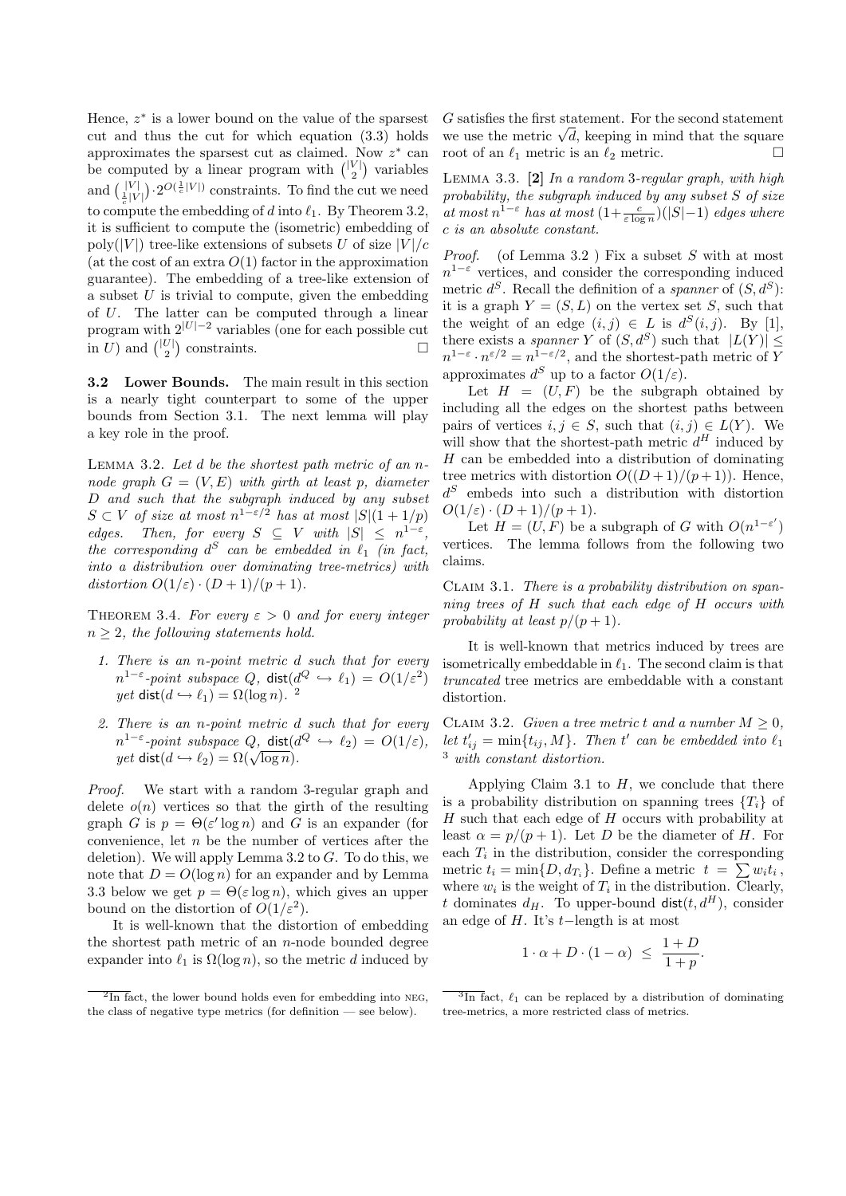Hence, $z^*$ is a lower bound on the value of the sparsest cut and thus the cut for which equation (3.3) holds approximates the sparsest cut as claimed. Now $z^*$ can be computed by a linear program with $\binom{|V|}{2}$ variables and $\binom{|V|}{\frac{1}{c}|V|} \cdot 2^{O(\frac{1}{c}|V|)}$ constraints. To find the cut we need to compute the embedding of $d$ into $\ell_1$. By Theorem 3.2, it is sufficient to compute the (isometric) embedding of poly$(|V|)$ tree-like extensions of subsets $U$ of size $|V|/c$ (at the cost of an extra $O(1)$ factor in the approximation guarantee). The embedding of a tree-like extension of a subset $U$ is trivial to compute, given the embedding of $U$. The latter can be computed through a linear program with $2^{|U|-2}$ variables (one for each possible cut in $U$) and $\binom{|U|}{2}$ constraints. □

### 3.2 Lower Bounds.

The main result in this section is a nearly tight counterpart to some of the upper bounds from Section 3.1. The next lemma will play a key role in the proof.

Lemma 3.2. *Let $d$ be the shortest path metric of an $n$-node graph $G = (V, E)$ with girth at least $p$, diameter $D$ and such that the subgraph induced by any subset $S \subset V$ of size at most $n^{1-\varepsilon/2}$ has at most $|S|(1 + 1/p)$ edges. Then, for every $S \subseteq V$ with $|S| \leq n^{1-\varepsilon}$, the corresponding $d^S$ can be embedded in $\ell_1$ (in fact, into a distribution over dominating tree-metrics) with distortion $O(1/\varepsilon) \cdot (D + 1)/(p + 1)$.*

Theorem 3.4. *For every $\varepsilon > 0$ and for every integer $n \geq 2$, the following statements hold.*

1. *There is an $n$-point metric $d$ such that for every $n^{1-\varepsilon}$-point subspace $Q$, $\mathsf{dist}(d^Q \hookrightarrow \ell_1) = O(1/\varepsilon^2)$ yet $\mathsf{dist}(d \hookrightarrow \ell_1) = \Omega(\log n)$.* [2]
2. *There is an $n$-point metric $d$ such that for every $n^{1-\varepsilon}$-point subspace $Q$, $\mathsf{dist}(d^Q \hookrightarrow \ell_2) = O(1/\varepsilon)$, yet $\mathsf{dist}(d \hookrightarrow \ell_2) = \Omega(\sqrt{\log n})$.*

*Proof.* We start with a random 3-regular graph and delete $o(n)$ vertices so that the girth of the resulting graph $G$ is $p = \Theta(\varepsilon' \log n)$ and $G$ is an expander (for convenience, let $n$ be the number of vertices after the deletion). We will apply Lemma 3.2 to $G$. To do this, we note that $D = O(\log n)$ for an expander and by Lemma 3.3 below we get $p = \Theta(\varepsilon \log n)$, which gives an upper bound on the distortion of $O(1/\varepsilon^2)$.

It is well-known that the distortion of embedding the shortest path metric of an $n$-node bounded degree expander into $\ell_1$ is $\Omega(\log n)$, so the metric $d$ induced by $G$ satisfies the first statement. For the second statement we use the metric $\sqrt{d}$, keeping in mind that the square root of an $\ell_1$ metric is an $\ell_2$ metric. □

Lemma 3.3. **[2]** *In a random 3-regular graph, with high probability, the subgraph induced by any subset $S$ of size at most $n^{1-\varepsilon}$ has at most $(1+\frac{c}{\varepsilon \log n})(|S|-1)$ edges where $c$ is an absolute constant.*

*Proof.* (of Lemma 3.2 ) Fix a subset $S$ with at most $n^{1-\varepsilon}$ vertices, and consider the corresponding induced metric $d^S$. Recall the definition of a *spanner* of $(S, d^S)$: it is a graph $Y = (S, L)$ on the vertex set $S$, such that the weight of an edge $(i, j) \in L$ is $d^S(i, j)$. By [1], there exists a *spanner* $Y$ of $(S, d^S)$ such that $|L(Y)| \leq n^{1-\varepsilon} \cdot n^{\varepsilon/2} = n^{1-\varepsilon/2}$, and the shortest-path metric of $Y$ approximates $d^S$ up to a factor $O(1/\varepsilon)$.

Let $H = (U, F)$ be the subgraph obtained by including all the edges on the shortest paths between pairs of vertices $i, j \in S$, such that $(i, j) \in L(Y)$. We will show that the shortest-path metric $d^H$ induced by $H$ can be embedded into a distribution of dominating tree metrics with distortion $O((D + 1)/(p + 1))$. Hence, $d^S$ embeds into such a distribution with distortion $O(1/\varepsilon) \cdot (D + 1)/(p + 1)$.

Let $H = (U, F)$ be a subgraph of $G$ with $O(n^{1-\varepsilon'})$ vertices. The lemma follows from the following two claims.

Claim 3.1. *There is a probability distribution on spanning trees of $H$ such that each edge of $H$ occurs with probability at least $p/(p + 1)$.*

It is well-known that metrics induced by trees are isometrically embeddable in $\ell_1$. The second claim is that *truncated* tree metrics are embeddable with a constant distortion.

Claim 3.2. *Given a tree metric $t$ and a number $M \geq 0$, let $t'_{ij} = \min\{t_{ij}, M\}$. Then $t'$ can be embedded into $\ell_1$* [3] *with constant distortion.*

Applying Claim 3.1 to $H$, we conclude that there is a probability distribution on spanning trees $\{T_i\}$ of $H$ such that each edge of $H$ occurs with probability at least $\alpha = p/(p+1)$. Let $D$ be the diameter of $H$. For each $T_i$ in the distribution, consider the corresponding metric $t_i = \min\{D, d_{T_i}\}$. Define a metric $t = \sum w_i t_i$, where $w_i$ is the weight of $T_i$ in the distribution. Clearly, $t$ dominates $d_H$. To upper-bound $\mathsf{dist}(t, d^H)$, consider an edge of $H$. It's $t-$length is at most

$$1 \cdot \alpha + D \cdot (1 - \alpha) \leq \frac{1 + D}{1 + p}.$$

---

[2] In fact, the lower bound holds even for embedding into NEG, the class of negative type metrics (for definition — see below).

[3] In fact, $\ell_1$ can be replaced by a distribution of dominating tree-metrics, a more restricted class of metrics.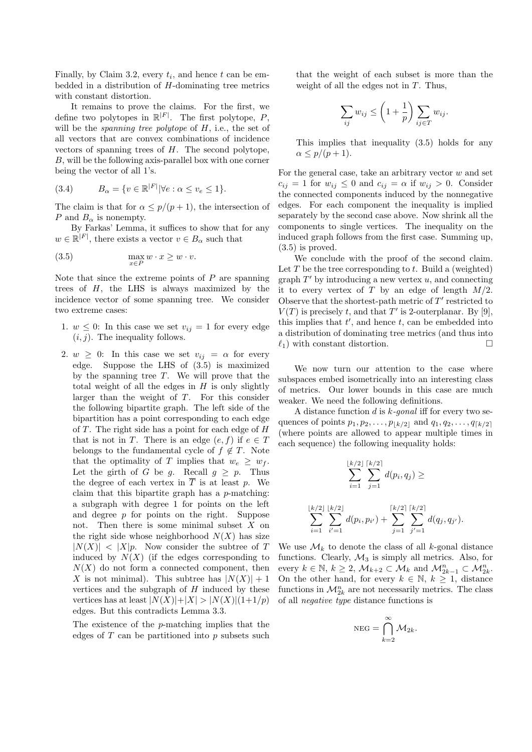Finally, by Claim 3.2, every $t_i$, and hence $t$ can be embedded in a distribution of $H$-dominating tree metrics with constant distortion.

It remains to prove the claims. For the first, we define two polytopes in $\mathbb{R}^{|F|}$. The first polytope, $P$, will be the *spanning tree polytope* of $H$, i.e., the set of all vectors that are convex combinations of incidence vectors of spanning trees of $H$. The second polytope, $B$, will be the following axis-parallel box with one corner being the vector of all 1's.

$$B_\alpha = \{v \in \mathbb{R}^{|F|} | \forall e : \alpha \leq v_e \leq 1\}. \tag{3.4}$$

The claim is that for $\alpha \leq p/(p+1)$, the intersection of $P$ and $B_\alpha$ is nonempty.

By Farkas' Lemma, it suffices to show that for any $w \in \mathbb{R}^{|F|}$, there exists a vector $v \in B_\alpha$ such that

$$\max_{x \in P} w \cdot x \geq w \cdot v. \tag{3.5}$$

Note that since the extreme points of $P$ are spanning trees of $H$, the LHS is always maximized by the incidence vector of some spanning tree. We consider two extreme cases:

1. $w \leq 0$: In this case we set $v_{ij} = 1$ for every edge $(i,j)$. The inequality follows.

2. $w \geq 0$: In this case we set $v_{ij} = \alpha$ for every edge. Suppose the LHS of (3.5) is maximized by the spanning tree $T$. We will prove that the total weight of all the edges in $H$ is only slightly larger than the weight of $T$. For this consider the following bipartite graph. The left side of the bipartition has a point corresponding to each edge of $T$. The right side has a point for each edge of $H$ that is not in $T$. There is an edge $(e,f)$ if $e \in T$ belongs to the fundamental cycle of $f \notin T$. Note that the optimality of $T$ implies that $w_e \geq w_f$. Let the girth of $G$ be $g$. Recall $g \geq p$. Thus the degree of each vertex in $\overline{T}$ is at least $p$. We claim that this bipartite graph has a $p$-matching: a subgraph with degree 1 for points on the left and degree $p$ for points on the right. Suppose not. Then there is some minimal subset $X$ on the right side whose neighborhood $N(X)$ has size $|N(X)| < |X|p$. Now consider the subtree of $T$ induced by $N(X)$ (if the edges corresponding to $N(X)$ do not form a connected component, then $X$ is not minimal). This subtree has $|N(X)|+1$ vertices and the subgraph of $H$ induced by these vertices has at least $|N(X)|+|X| > |N(X)|(1+1/p)$ edges. But this contradicts Lemma 3.3.

   The existence of the $p$-matching implies that the edges of $T$ can be partitioned into $p$ subsets such that the weight of each subset is more than the weight of all the edges not in $T$. Thus,

   $$\sum_{ij} w_{ij} \leq \left(1 + \frac{1}{p}\right) \sum_{ij \in T} w_{ij}.$$

   This implies that inequality (3.5) holds for any $\alpha \leq p/(p+1)$.

For the general case, take an arbitrary vector $w$ and set $c_{ij} = 1$ for $w_{ij} \leq 0$ and $c_{ij} = \alpha$ if $w_{ij} > 0$. Consider the connected components induced by the nonnegative edges. For each component the inequality is implied separately by the second case above. Now shrink all the components to single vertices. The inequality on the induced graph follows from the first case. Summing up, (3.5) is proved.

We conclude with the proof of the second claim. Let $T$ be the tree corresponding to $t$. Build a (weighted) graph $T'$ by introducing a new vertex $u$, and connecting it to every vertex of $T$ by an edge of length $M/2$. Observe that the shortest-path metric of $T'$ restricted to $V(T)$ is precisely $t$, and that $T'$ is 2-outerplanar. By [9], this implies that $t'$, and hence $t$, can be embedded into a distribution of dominating tree metrics (and thus into $\ell_1$) with constant distortion. $\square$

We now turn our attention to the case where subspaces embed isometrically into an interesting class of metrics. Our lower bounds in this case are much weaker. We need the following definitions.

A distance function $d$ is *$k$-gonal* iff for every two sequences of points $p_1, p_2, \ldots, p_{\lfloor k/2 \rfloor}$ and $q_1, q_2, \ldots, q_{\lceil k/2 \rceil}$ (where points are allowed to appear multiple times in each sequence) the following inequality holds:

$$\sum_{i=1}^{\lfloor k/2 \rfloor} \sum_{j=1}^{\lceil k/2 \rceil} d(p_i, q_j) \geq$$

$$\sum_{i=1}^{\lfloor k/2 \rfloor} \sum_{i'=1}^{\lfloor k/2 \rfloor} d(p_i, p_{i'}) + \sum_{j=1}^{\lceil k/2 \rceil} \sum_{j'=1}^{\lceil k/2 \rceil} d(q_j, q_{j'}).$$

We use $\mathcal{M}_k$ to denote the class of all $k$-gonal distance functions. Clearly, $\mathcal{M}_3$ is simply all metrics. Also, for every $k \in \mathbb{N}$, $k \geq 2$, $\mathcal{M}_{k+2} \subset \mathcal{M}_k$ and $\mathcal{M}^n_{2k-1} \subset \mathcal{M}^n_{2k}$. On the other hand, for every $k \in \mathbb{N}$, $k \geq 1$, distance functions in $\mathcal{M}^n_{2k}$ are not necessarily metrics. The class of all *negative type* distance functions is

$$\text{NEG} = \bigcap_{k=2}^{\infty} \mathcal{M}_{2k}.$$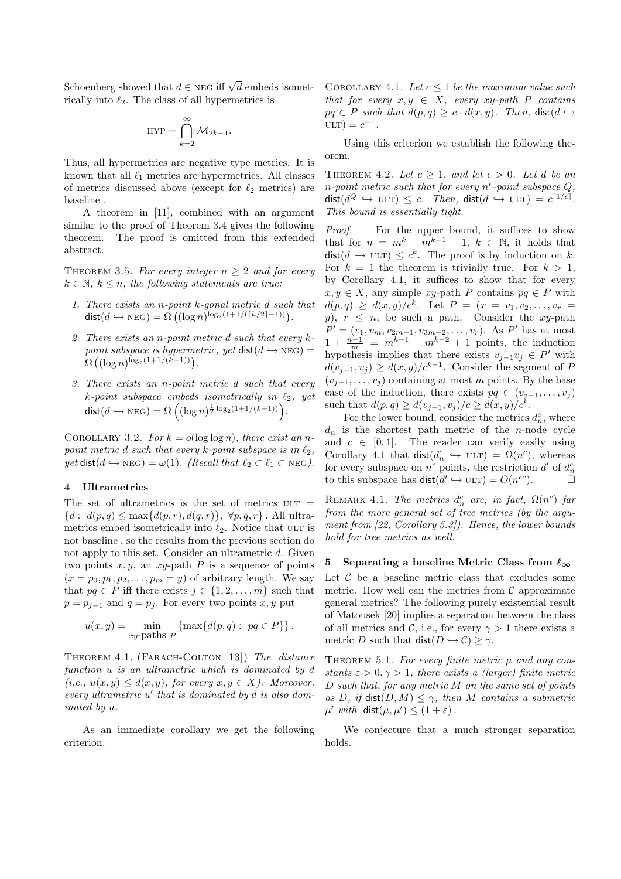Schoenberg showed that $d \in \text{NEG}$ iff $\sqrt{d}$ embeds isometrically into $\ell_2$. The class of all hypermetrics is

$$\text{HYP} = \bigcap_{k=2}^{\infty} \mathcal{M}_{2k-1}.$$

Thus, all hypermetrics are negative type metrics. It is known that all $\ell_1$ metrics are hypermetrics. All classes of metrics discussed above (except for $\ell_2$ metrics) are baseline .

A theorem in [11], combined with an argument similar to the proof of Theorem 3.4 gives the following theorem. The proof is omitted from this extended abstract.

THEOREM 3.5. *For every integer $n \geq 2$ and for every $k \in \mathbb{N}$, $k \leq n$, the following statements are true:*

1. *There exists an $n$-point $k$-gonal metric $d$ such that $\mathsf{dist}(d \hookrightarrow \text{NEG}) = \Omega\left((\log n)^{\log_2(1+1/(\lceil k/2 \rceil -1))}\right)$.*
2. *There exists an $n$-point metric $d$ such that every $k$-point subspace is hypermetric, yet $\mathsf{dist}(d \hookrightarrow \text{NEG}) = \Omega\left((\log n)^{\log_2(1+1/(k-1))}\right)$.*
3. *There exists an $n$-point metric $d$ such that every $k$-point subspace embeds isometrically in $\ell_2$, yet $\mathsf{dist}(d \hookrightarrow \text{NEG}) = \Omega\left((\log n)^{\frac{1}{2}\log_2(1+1/(k-1))}\right)$.*

COROLLARY 3.2. *For $k = o(\log\log n)$, there exist an $n$-point metric $d$ such that every $k$-point subspace is in $\ell_2$, yet $\mathsf{dist}(d \hookrightarrow \text{NEG}) = \omega(1)$. (Recall that $\ell_2 \subset \ell_1 \subset \text{NEG}$).*

## 4 Ultrametrics

The set of ultrametrics is the set of metrics $\text{ULT} = \{d : d(p,q) \leq \max\{d(p,r), d(q,r)\},\ \forall p,q,r\}$. All ultrametrics embed isometrically into $\ell_2$. Notice that ULT is not baseline , so the results from the previous section do not apply to this set. Consider an ultrametric $d$. Given two points $x, y$, an $xy$-path $P$ is a sequence of points $(x = p_0, p_1, p_2, \ldots, p_m = y)$ of arbitrary length. We say that $pq \in P$ iff there exists $j \in \{1, 2, \ldots, m\}$ such that $p = p_{j-1}$ and $q = p_j$. For every two points $x, y$ put

$$u(x,y) = \min_{xy\text{-paths } P} \left\{\max\{d(p,q) : pq \in P\}\right\}.$$

THEOREM 4.1. (FARACH-COLTON [13]) *The distance function $u$ is an ultrametric which is dominated by $d$ (i.e., $u(x,y) \leq d(x,y)$, for every $x, y \in X$). Moreover, every ultrametric $u'$ that is dominated by $d$ is also dominated by $u$.*

As an immediate corollary we get the following criterion.

COROLLARY 4.1. *Let $c \leq 1$ be the maximum value such that for every $x, y \in X$, every $xy$-path $P$ contains $pq \in P$ such that $d(p,q) \geq c \cdot d(x,y)$. Then, $\mathsf{dist}(d \hookrightarrow \text{ULT}) = c^{-1}$.*

Using this criterion we establish the following theorem.

THEOREM 4.2. *Let $c \geq 1$, and let $\epsilon > 0$. Let $d$ be an $n$-point metric such that for every $n^\epsilon$-point subspace $Q$, $\mathsf{dist}(d^Q \hookrightarrow \text{ULT}) \leq c$. Then, $\mathsf{dist}(d \hookrightarrow \text{ULT}) = c^{\lceil 1/\epsilon \rceil}$. This bound is essentially tight.*

*Proof.* For the upper bound, it suffices to show that for $n = m^k - m^{k-1} + 1$, $k \in \mathbb{N}$, it holds that $\mathsf{dist}(d \hookrightarrow \text{ULT}) \leq c^k$. The proof is by induction on $k$. For $k = 1$ the theorem is trivially true. For $k > 1$, by Corollary 4.1, it suffices to show that for every $x, y \in X$, any simple $xy$-path $P$ contains $pq \in P$ with $d(p,q) \geq d(x,y)/c^k$. Let $P = (x = v_1, v_2, \ldots, v_r = y)$, $r \leq n$, be such a path. Consider the $xy$-path $P' = (v_1, v_m, v_{2m-1}, v_{3m-2}, \ldots, v_r)$. As $P'$ has at most $1 + \frac{n-1}{m} = m^{k-1} - m^{k-2} + 1$ points, the induction hypothesis implies that there exists $v_{j-1}v_j \in P'$ with $d(v_{j-1}, v_j) \geq d(x,y)/c^{k-1}$. Consider the segment of $P$ $(v_{j-1}, \ldots, v_j)$ containing at most $m$ points. By the base case of the induction, there exists $pq \in (v_{j-1}, \ldots, v_j)$ such that $d(p,q) \geq d(v_{j-1}, v_j)/c \geq d(x,y)/c^k$.

For the lower bound, consider the metrics $d_n^c$, where $d_n$ is the shortest path metric of the $n$-node cycle and $c \in [0,1]$. The reader can verify easily using Corollary 4.1 that $\mathsf{dist}(d_n^c \hookrightarrow \text{ULT}) = \Omega(n^c)$, whereas for every subspace on $n^\epsilon$ points, the restriction $d'$ of $d_n^c$ to this subspace has $\mathsf{dist}(d' \hookrightarrow \text{ULT}) = O(n^{\epsilon c})$. $\square$

REMARK 4.1. *The metrics $d_n^c$ are, in fact, $\Omega(n^c)$ far from the more general set of tree metrics (by the argument from [22, Corollary 5.3]). Hence, the lower bounds hold for tree metrics as well.*

## 5 Separating a baseline Metric Class from $\ell_\infty$

Let $\mathcal{C}$ be a baseline metric class that excludes some metric. How well can the metrics from $\mathcal{C}$ approximate general metrics? The following purely existential result of Matousek [20] implies a separation between the class of all metrics and $\mathcal{C}$, i.e., for every $\gamma > 1$ there exists a metric $D$ such that $\mathsf{dist}(D \hookrightarrow \mathcal{C}) \geq \gamma$.

THEOREM 5.1. *For every finite metric $\mu$ and any constants $\varepsilon > 0, \gamma > 1$, there exists a (larger) finite metric $D$ such that, for any metric $M$ on the same set of points as $D$, if $\mathsf{dist}(D, M) \leq \gamma$, then $M$ contains a submetric $\mu'$ with $\mathsf{dist}(\mu, \mu') \leq (1 + \varepsilon)$.*

We conjecture that a much stronger separation holds.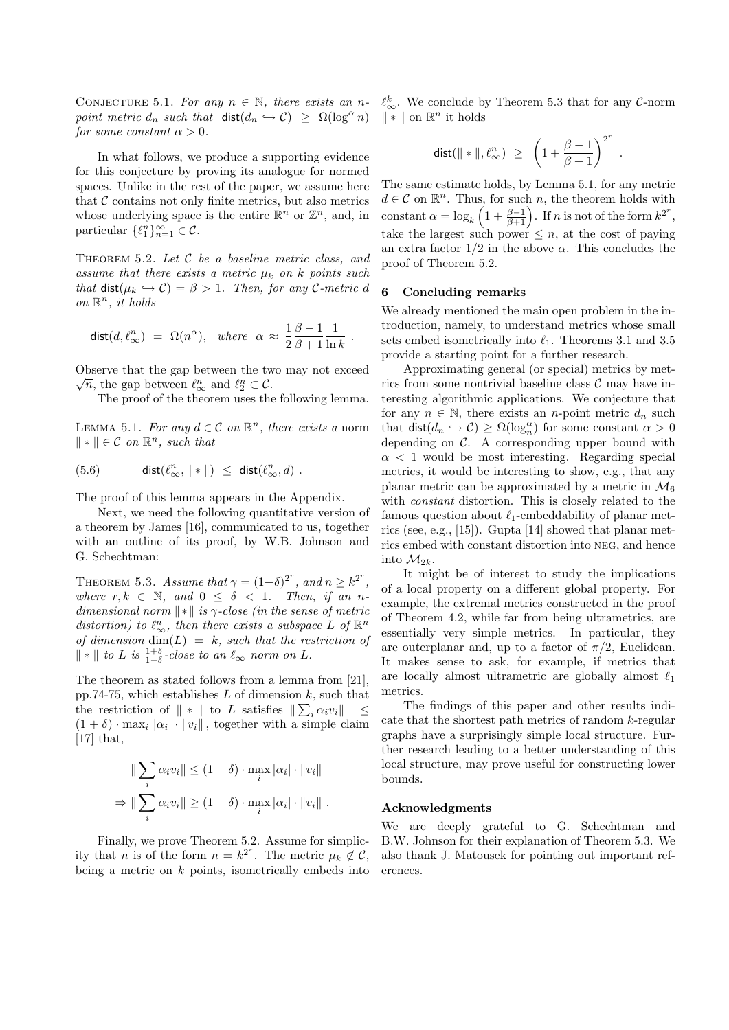Conjecture 5.1. *For any $n \in \mathbb{N}$, there exists an $n$-point metric $d_n$ such that $\mathsf{dist}(d_n \hookrightarrow \mathcal{C}) \geq \Omega(\log^\alpha n)$ for some constant $\alpha > 0$.*

In what follows, we produce a supporting evidence for this conjecture by proving its analogue for normed spaces. Unlike in the rest of the paper, we assume here that $\mathcal{C}$ contains not only finite metrics, but also metrics whose underlying space is the entire $\mathbb{R}^n$ or $\mathbb{Z}^n$, and, in particular $\{\ell_1^n\}_{n=1}^\infty \in \mathcal{C}$.

Theorem 5.2. *Let $\mathcal{C}$ be a baseline metric class, and assume that there exists a metric $\mu_k$ on $k$ points such that $\mathsf{dist}(\mu_k \hookrightarrow \mathcal{C}) = \beta > 1$. Then, for any $\mathcal{C}$-metric $d$ on $\mathbb{R}^n$, it holds*

$$\mathsf{dist}(d, \ell_\infty^n) \;=\; \Omega(n^\alpha), \quad \textit{where} \quad \alpha \approx \frac{1}{2}\frac{\beta-1}{\beta+1}\frac{1}{\ln k}\;.$$

Observe that the gap between the two may not exceed $\sqrt{n}$, the gap between $\ell_\infty^n$ and $\ell_2^n \subset \mathcal{C}$.

The proof of the theorem uses the following lemma.

Lemma 5.1. *For any $d \in \mathcal{C}$ on $\mathbb{R}^n$, there exists a* norm $\|*\| \in \mathcal{C}$ *on $\mathbb{R}^n$, such that*

$$\mathsf{dist}(\ell_\infty^n, \|*\|) \;\leq\; \mathsf{dist}(\ell_\infty^n, d)\;. \tag{5.6}$$

The proof of this lemma appears in the Appendix.

Next, we need the following quantitative version of a theorem by James [16], communicated to us, together with an outline of its proof, by W.B. Johnson and G. Schechtman:

Theorem 5.3. *Assume that $\gamma = (1+\delta)^{2^r}$, and $n \geq k^{2^r}$, where $r, k \in \mathbb{N}$, and $0 \leq \delta < 1$. Then, if an $n$-dimensional norm $\|*\|$ is $\gamma$-close (in the sense of metric distortion) to $\ell_\infty^n$, then there exists a subspace $L$ of $\mathbb{R}^n$ of dimension $\dim(L) = k$, such that the restriction of $\|*\|$ to $L$ is $\frac{1+\delta}{1-\delta}$-close to an $\ell_\infty$ norm on $L$.*

The theorem as stated follows from a lemma from [21], pp.74-75, which establishes $L$ of dimension $k$, such that the restriction of $\|*\|$ to $L$ satisfies $\|\sum_i \alpha_i v_i\| \leq (1+\delta)\cdot \max_i |\alpha_i| \cdot \|v_i\|$, together with a simple claim [17] that,

$$\|\sum_i \alpha_i v_i\| \leq (1+\delta)\cdot \max_i |\alpha_i| \cdot \|v_i\|$$
$$\Rightarrow \|\sum_i \alpha_i v_i\| \geq (1-\delta)\cdot \max_i |\alpha_i| \cdot \|v_i\|\;.$$

Finally, we prove Theorem 5.2. Assume for simplicity that $n$ is of the form $n = k^{2^r}$. The metric $\mu_k \notin \mathcal{C}$, being a metric on $k$ points, isometrically embeds into $\ell_\infty^k$. We conclude by Theorem 5.3 that for any $\mathcal{C}$-norm $\|*\|$ on $\mathbb{R}^n$ it holds

$$\mathsf{dist}(\|*\|, \ell_\infty^n) \;\geq\; \left(1 + \frac{\beta-1}{\beta+1}\right)^{2^r}\;.$$

The same estimate holds, by Lemma 5.1, for any metric $d \in \mathcal{C}$ on $\mathbb{R}^n$. Thus, for such $n$, the theorem holds with constant $\alpha = \log_k\left(1 + \frac{\beta-1}{\beta+1}\right)$. If $n$ is not of the form $k^{2^r}$, take the largest such power $\leq n$, at the cost of paying an extra factor $1/2$ in the above $\alpha$. This concludes the proof of Theorem 5.2.

## 6 Concluding remarks

We already mentioned the main open problem in the introduction, namely, to understand metrics whose small sets embed isometrically into $\ell_1$. Theorems 3.1 and 3.5 provide a starting point for a further research.

Approximating general (or special) metrics by metrics from some nontrivial baseline class $\mathcal{C}$ may have interesting algorithmic applications. We conjecture that for any $n \in \mathbb{N}$, there exists an $n$-point metric $d_n$ such that $\mathsf{dist}(d_n \hookrightarrow \mathcal{C}) \geq \Omega(\log_n^\alpha)$ for some constant $\alpha > 0$ depending on $\mathcal{C}$. A corresponding upper bound with $\alpha < 1$ would be most interesting. Regarding special metrics, it would be interesting to show, e.g., that any planar metric can be approximated by a metric in $\mathcal{M}_6$ with *constant* distortion. This is closely related to the famous question about $\ell_1$-embeddability of planar metrics (see, e.g., [15]). Gupta [14] showed that planar metrics embed with constant distortion into NEG, and hence into $\mathcal{M}_{2k}$.

It might be of interest to study the implications of a local property on a different global property. For example, the extremal metrics constructed in the proof of Theorem 4.2, while far from being ultrametrics, are essentially very simple metrics. In particular, they are outerplanar and, up to a factor of $\pi/2$, Euclidean. It makes sense to ask, for example, if metrics that are locally almost ultrametric are globally almost $\ell_1$ metrics.

The findings of this paper and other results indicate that the shortest path metrics of random $k$-regular graphs have a surprisingly simple local structure. Further research leading to a better understanding of this local structure, may prove useful for constructing lower bounds.

### Acknowledgments

We are deeply grateful to G. Schechtman and B.W. Johnson for their explanation of Theorem 5.3. We also thank J. Matousek for pointing out important references.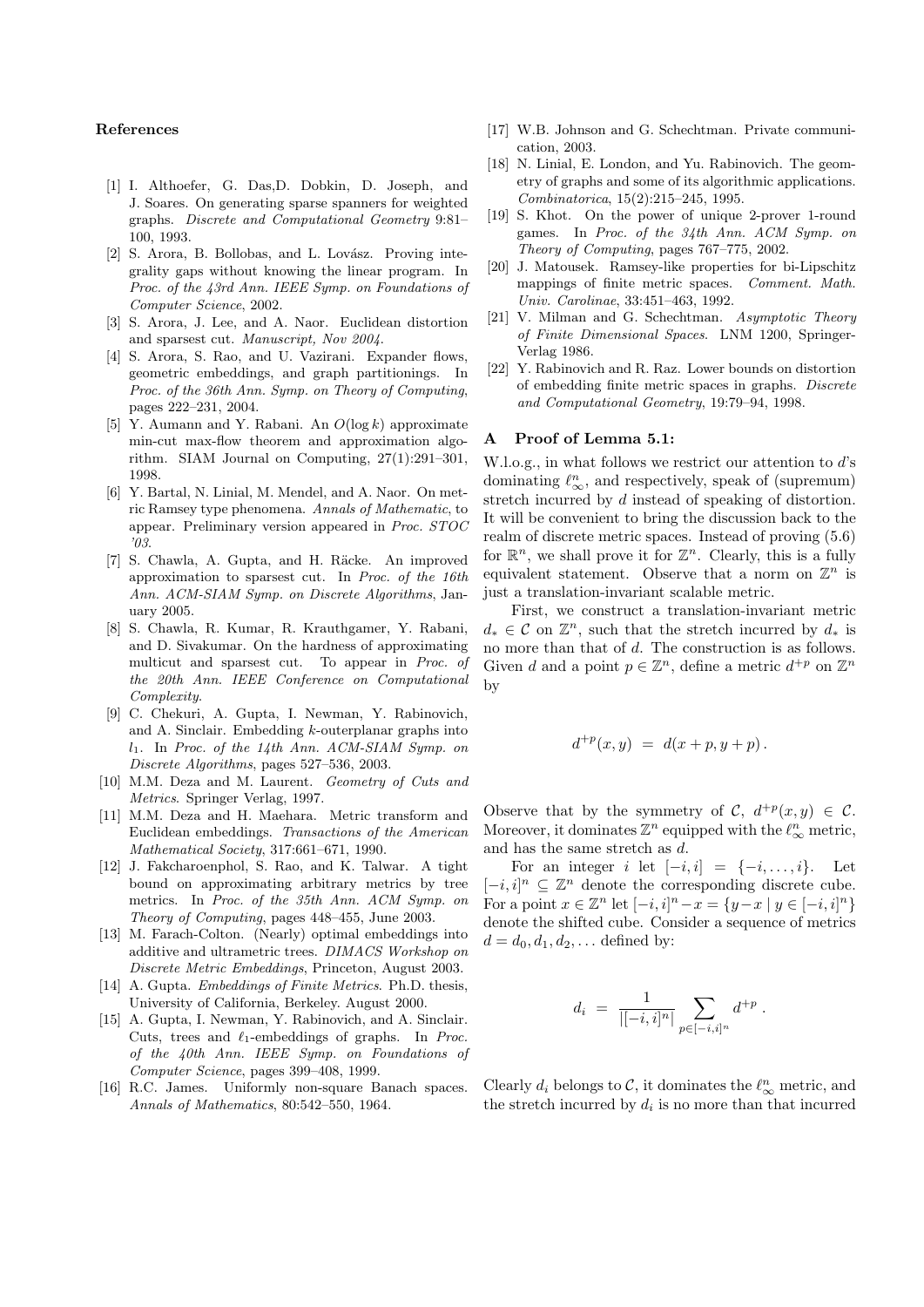## References

[1] I. Althoefer, G. Das,D. Dobkin, D. Joseph, and J. Soares. On generating sparse spanners for weighted graphs. *Discrete and Computational Geometry* 9:81–100, 1993.

[2] S. Arora, B. Bollobas, and L. Lovász. Proving integrality gaps without knowing the linear program. In *Proc. of the 43rd Ann. IEEE Symp. on Foundations of Computer Science*, 2002.

[3] S. Arora, J. Lee, and A. Naor. Euclidean distortion and sparsest cut. *Manuscript, Nov 2004*.

[4] S. Arora, S. Rao, and U. Vazirani. Expander flows, geometric embeddings, and graph partitionings. In *Proc. of the 36th Ann. Symp. on Theory of Computing*, pages 222–231, 2004.

[5] Y. Aumann and Y. Rabani. An $O(\log k)$ approximate min-cut max-flow theorem and approximation algorithm. SIAM Journal on Computing, 27(1):291–301, 1998.

[6] Y. Bartal, N. Linial, M. Mendel, and A. Naor. On metric Ramsey type phenomena. *Annals of Mathematic*, to appear. Preliminary version appeared in *Proc. STOC '03*.

[7] S. Chawla, A. Gupta, and H. Räcke. An improved approximation to sparsest cut. In *Proc. of the 16th Ann. ACM-SIAM Symp. on Discrete Algorithms*, January 2005.

[8] S. Chawla, R. Kumar, R. Krauthgamer, Y. Rabani, and D. Sivakumar. On the hardness of approximating multicut and sparsest cut. To appear in *Proc. of the 20th Ann. IEEE Conference on Computational Complexity*.

[9] C. Chekuri, A. Gupta, I. Newman, Y. Rabinovich, and A. Sinclair. Embedding $k$-outerplanar graphs into $l_1$. In *Proc. of the 14th Ann. ACM-SIAM Symp. on Discrete Algorithms*, pages 527–536, 2003.

[10] M.M. Deza and M. Laurent. *Geometry of Cuts and Metrics*. Springer Verlag, 1997.

[11] M.M. Deza and H. Maehara. Metric transform and Euclidean embeddings. *Transactions of the American Mathematical Society*, 317:661–671, 1990.

[12] J. Fakcharoenphol, S. Rao, and K. Talwar. A tight bound on approximating arbitrary metrics by tree metrics. In *Proc. of the 35th Ann. ACM Symp. on Theory of Computing*, pages 448–455, June 2003.

[13] M. Farach-Colton. (Nearly) optimal embeddings into additive and ultrametric trees. *DIMACS Workshop on Discrete Metric Embeddings*, Princeton, August 2003.

[14] A. Gupta. *Embeddings of Finite Metrics*. Ph.D. thesis, University of California, Berkeley. August 2000.

[15] A. Gupta, I. Newman, Y. Rabinovich, and A. Sinclair. Cuts, trees and $\ell_1$-embeddings of graphs. In *Proc. of the 40th Ann. IEEE Symp. on Foundations of Computer Science*, pages 399–408, 1999.

[16] R.C. James. Uniformly non-square Banach spaces. *Annals of Mathematics*, 80:542–550, 1964.

[17] W.B. Johnson and G. Schechtman. Private communication, 2003.

[18] N. Linial, E. London, and Yu. Rabinovich. The geometry of graphs and some of its algorithmic applications. *Combinatorica*, 15(2):215–245, 1995.

[19] S. Khot. On the power of unique 2-prover 1-round games. In *Proc. of the 34th Ann. ACM Symp. on Theory of Computing*, pages 767–775, 2002.

[20] J. Matousek. Ramsey-like properties for bi-Lipschitz mappings of finite metric spaces. *Comment. Math. Univ. Carolinae*, 33:451–463, 1992.

[21] V. Milman and G. Schechtman. *Asymptotic Theory of Finite Dimensional Spaces*. LNM 1200, Springer-Verlag 1986.

[22] Y. Rabinovich and R. Raz. Lower bounds on distortion of embedding finite metric spaces in graphs. *Discrete and Computational Geometry*, 19:79–94, 1998.

## A Proof of Lemma 5.1:

W.l.o.g., in what follows we restrict our attention to $d$'s dominating $\ell_\infty^n$, and respectively, speak of (supremum) stretch incurred by $d$ instead of speaking of distortion. It will be convenient to bring the discussion back to the realm of discrete metric spaces. Instead of proving (5.6) for $\mathbb{R}^n$, we shall prove it for $\mathbb{Z}^n$. Clearly, this is a fully equivalent statement. Observe that a norm on $\mathbb{Z}^n$ is just a translation-invariant scalable metric.

First, we construct a translation-invariant metric $d_* \in \mathcal{C}$ on $\mathbb{Z}^n$, such that the stretch incurred by $d_*$ is no more than that of $d$. The construction is as follows. Given $d$ and a point $p \in \mathbb{Z}^n$, define a metric $d^{+p}$ on $\mathbb{Z}^n$ by

$$d^{+p}(x, y) \;=\; d(x + p, y + p)\,.$$

Observe that by the symmetry of $\mathcal{C}$, $d^{+p}(x, y) \in \mathcal{C}$. Moreover, it dominates $\mathbb{Z}^n$ equipped with the $\ell_\infty^n$ metric, and has the same stretch as $d$.

For an integer $i$ let $[-i, i] = \{-i, \dots, i\}$. Let $[-i, i]^n \subseteq \mathbb{Z}^n$ denote the corresponding discrete cube. For a point $x \in \mathbb{Z}^n$ let $[-i, i]^n - x = \{y - x \mid y \in [-i, i]^n\}$ denote the shifted cube. Consider a sequence of metrics $d = d_0, d_1, d_2, \dots$ defined by:

$$d_i \;=\; \frac{1}{|[-i, i]^n|} \sum_{p \in [-i,i]^n} d^{+p}\,.$$

Clearly $d_i$ belongs to $\mathcal{C}$, it dominates the $\ell_\infty^n$ metric, and the stretch incurred by $d_i$ is no more than that incurred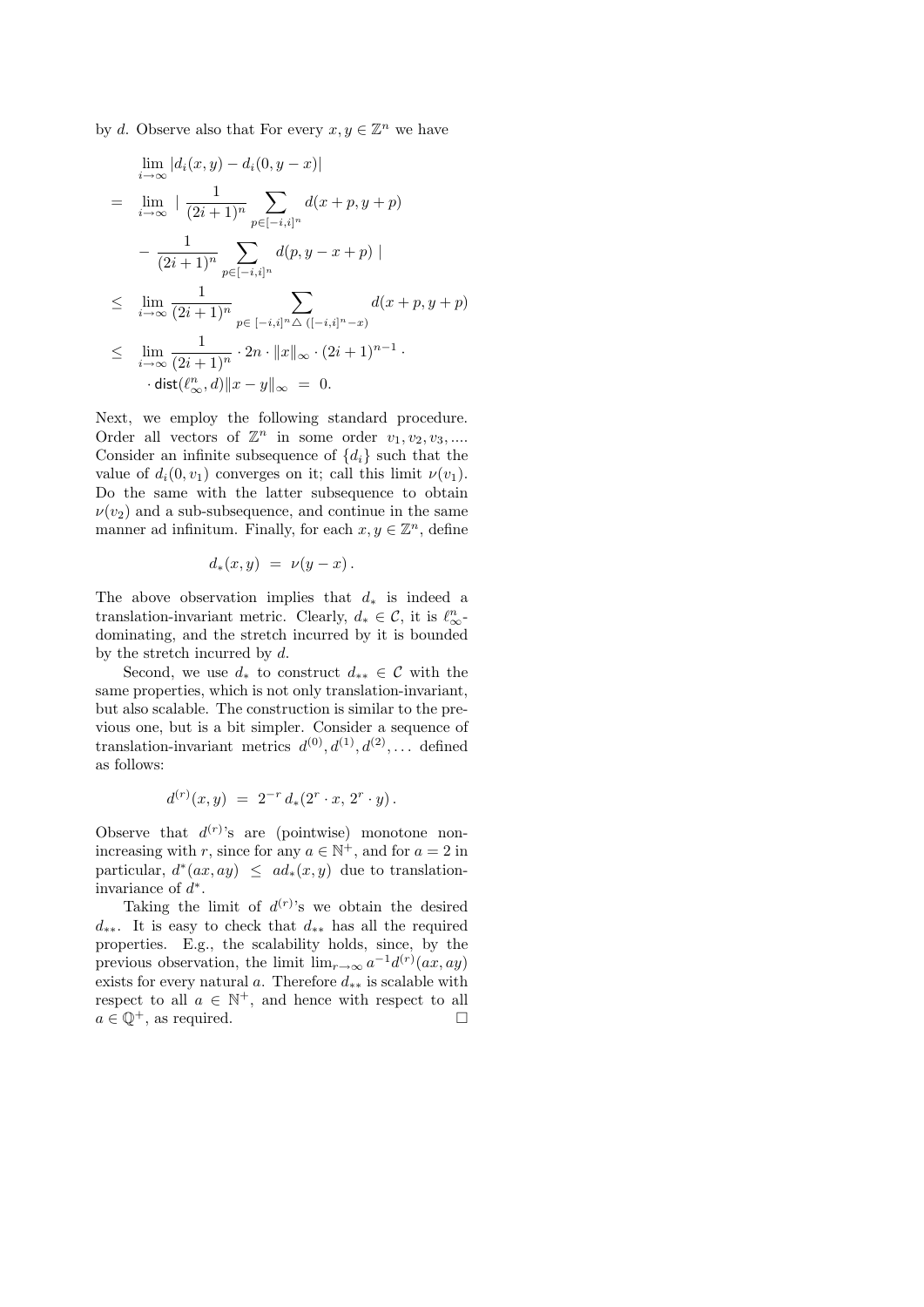by $d$. Observe also that For every $x, y \in \mathbb{Z}^n$ we have

$$
\begin{aligned}
& \lim_{i\to\infty} |d_i(x,y) - d_i(0, y-x)| \\
= \;& \lim_{i\to\infty} \Big| \frac{1}{(2i+1)^n} \sum_{p\in[-i,i]^n} d(x+p, y+p) \\
& - \frac{1}{(2i+1)^n} \sum_{p\in[-i,i]^n} d(p, y-x+p) \Big| \\
\le \;& \lim_{i\to\infty} \frac{1}{(2i+1)^n} \sum_{p\in\, [-i,i]^n \,\triangle\, ([-i,i]^n - x)} d(x+p, y+p) \\
\le \;& \lim_{i\to\infty} \frac{1}{(2i+1)^n} \cdot 2n \cdot \|x\|_\infty \cdot (2i+1)^{n-1} \cdot \\
& \cdot \mathsf{dist}(\ell_\infty^n, d) \|x-y\|_\infty \;=\; 0.
\end{aligned}
$$

Next, we employ the following standard procedure. Order all vectors of $\mathbb{Z}^n$ in some order $v_1, v_2, v_3, ....$ Consider an infinite subsequence of $\{d_i\}$ such that the value of $d_i(0, v_1)$ converges on it; call this limit $\nu(v_1)$. Do the same with the latter subsequence to obtain $\nu(v_2)$ and a sub-subsequence, and continue in the same manner ad infinitum. Finally, for each $x, y \in \mathbb{Z}^n$, define

$$
d_*(x,y) \;=\; \nu(y-x)\,.
$$

The above observation implies that $d_*$ is indeed a translation-invariant metric. Clearly, $d_* \in \mathcal{C}$, it is $\ell_\infty^n$-dominating, and the stretch incurred by it is bounded by the stretch incurred by $d$.

Second, we use $d_*$ to construct $d_{**} \in \mathcal{C}$ with the same properties, which is not only translation-invariant, but also scalable. The construction is similar to the previous one, but is a bit simpler. Consider a sequence of translation-invariant metrics $d^{(0)}, d^{(1)}, d^{(2)}, \ldots$ defined as follows:

$$
d^{(r)}(x,y) \;=\; 2^{-r}\, d_*(2^r \cdot x,\, 2^r \cdot y)\,.
$$

Observe that $d^{(r)}$'s are (pointwise) monotone non-increasing with $r$, since for any $a \in \mathbb{N}^+$, and for $a = 2$ in particular, $d^*(ax, ay) \;\le\; a d_*(x,y)$ due to translation-invariance of $d^*$.

Taking the limit of $d^{(r)}$'s we obtain the desired $d_{**}$. It is easy to check that $d_{**}$ has all the required properties. E.g., the scalability holds, since, by the previous observation, the limit $\lim_{r\to\infty} a^{-1} d^{(r)}(ax, ay)$ exists for every natural $a$. Therefore $d_{**}$ is scalable with respect to all $a \in \mathbb{N}^+$, and hence with respect to all $a \in \mathbb{Q}^+$, as required. $\square$